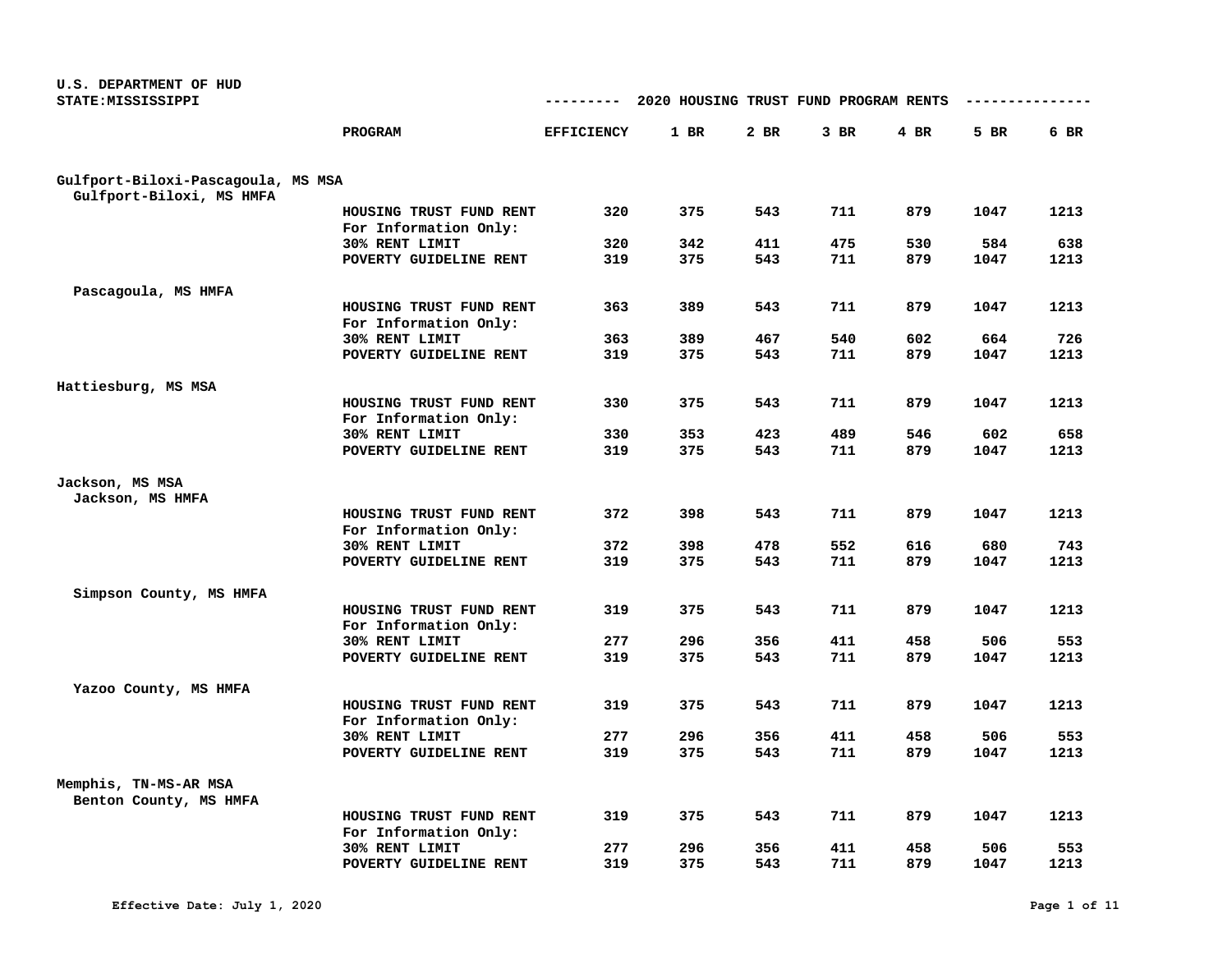U.S. DEPARTMENT OF HUD
STATE:MISSISSIPPI

## 2020 HOUSING TRUST FUND PROGRAM RENTS

| | PROGRAM | EFFICIENCY | 1 BR | 2 BR | 3 BR | 4 BR | 5 BR | 6 BR |
|---|---|---|---|---|---|---|---|---|
| **Gulfport-Biloxi-Pascagoula, MS MSA** | | | | | | | | |
| Gulfport-Biloxi, MS HMFA | | | | | | | | |
| | HOUSING TRUST FUND RENT | 320 | 375 | 543 | 711 | 879 | 1047 | 1213 |
| | For Information Only: | | | | | | | |
| | 30% RENT LIMIT | 320 | 342 | 411 | 475 | 530 | 584 | 638 |
| | POVERTY GUIDELINE RENT | 319 | 375 | 543 | 711 | 879 | 1047 | 1213 |
| Pascagoula, MS HMFA | | | | | | | | |
| | HOUSING TRUST FUND RENT | 363 | 389 | 543 | 711 | 879 | 1047 | 1213 |
| | For Information Only: | | | | | | | |
| | 30% RENT LIMIT | 363 | 389 | 467 | 540 | 602 | 664 | 726 |
| | POVERTY GUIDELINE RENT | 319 | 375 | 543 | 711 | 879 | 1047 | 1213 |
| **Hattiesburg, MS MSA** | | | | | | | | |
| | HOUSING TRUST FUND RENT | 330 | 375 | 543 | 711 | 879 | 1047 | 1213 |
| | For Information Only: | | | | | | | |
| | 30% RENT LIMIT | 330 | 353 | 423 | 489 | 546 | 602 | 658 |
| | POVERTY GUIDELINE RENT | 319 | 375 | 543 | 711 | 879 | 1047 | 1213 |
| **Jackson, MS MSA** | | | | | | | | |
| Jackson, MS HMFA | | | | | | | | |
| | HOUSING TRUST FUND RENT | 372 | 398 | 543 | 711 | 879 | 1047 | 1213 |
| | For Information Only: | | | | | | | |
| | 30% RENT LIMIT | 372 | 398 | 478 | 552 | 616 | 680 | 743 |
| | POVERTY GUIDELINE RENT | 319 | 375 | 543 | 711 | 879 | 1047 | 1213 |
| Simpson County, MS HMFA | | | | | | | | |
| | HOUSING TRUST FUND RENT | 319 | 375 | 543 | 711 | 879 | 1047 | 1213 |
| | For Information Only: | | | | | | | |
| | 30% RENT LIMIT | 277 | 296 | 356 | 411 | 458 | 506 | 553 |
| | POVERTY GUIDELINE RENT | 319 | 375 | 543 | 711 | 879 | 1047 | 1213 |
| Yazoo County, MS HMFA | | | | | | | | |
| | HOUSING TRUST FUND RENT | 319 | 375 | 543 | 711 | 879 | 1047 | 1213 |
| | For Information Only: | | | | | | | |
| | 30% RENT LIMIT | 277 | 296 | 356 | 411 | 458 | 506 | 553 |
| | POVERTY GUIDELINE RENT | 319 | 375 | 543 | 711 | 879 | 1047 | 1213 |
| **Memphis, TN-MS-AR MSA** | | | | | | | | |
| Benton County, MS HMFA | | | | | | | | |
| | HOUSING TRUST FUND RENT | 319 | 375 | 543 | 711 | 879 | 1047 | 1213 |
| | For Information Only: | | | | | | | |
| | 30% RENT LIMIT | 277 | 296 | 356 | 411 | 458 | 506 | 553 |
| | POVERTY GUIDELINE RENT | 319 | 375 | 543 | 711 | 879 | 1047 | 1213 |

Effective Date: July 1, 2020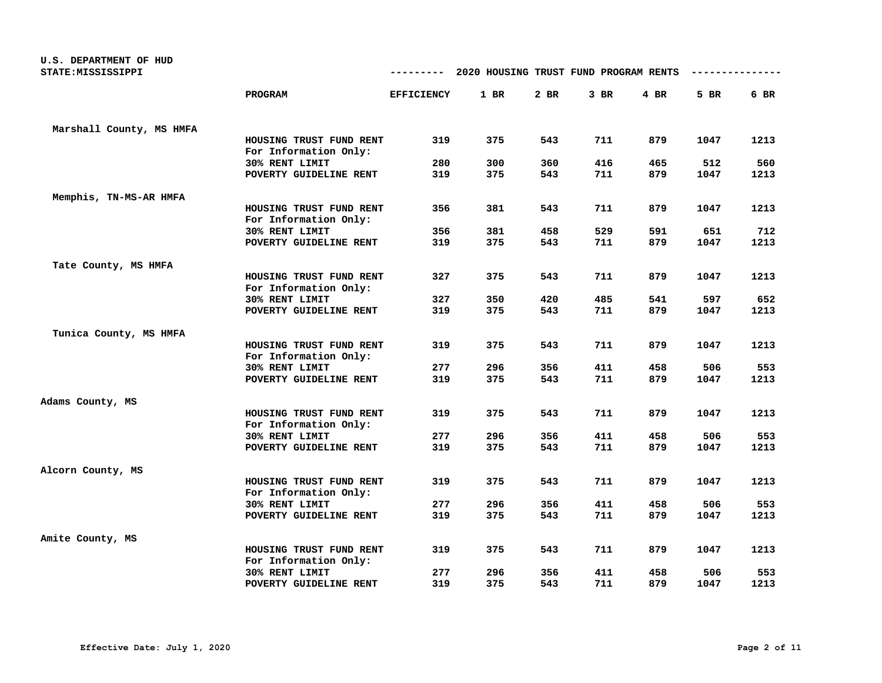U.S. DEPARTMENT OF HUD
STATE:MISSISSIPPI

--------- 2020 HOUSING TRUST FUND PROGRAM RENTS ---------------

| | PROGRAM | EFFICIENCY | 1 BR | 2 BR | 3 BR | 4 BR | 5 BR | 6 BR |
|---|---|---|---|---|---|---|---|---|
| Marshall County, MS HMFA | | | | | | | | |
| | HOUSING TRUST FUND RENT | 319 | 375 | 543 | 711 | 879 | 1047 | 1213 |
| | For Information Only: | | | | | | | |
| | 30% RENT LIMIT | 280 | 300 | 360 | 416 | 465 | 512 | 560 |
| | POVERTY GUIDELINE RENT | 319 | 375 | 543 | 711 | 879 | 1047 | 1213 |
| Memphis, TN-MS-AR HMFA | | | | | | | | |
| | HOUSING TRUST FUND RENT | 356 | 381 | 543 | 711 | 879 | 1047 | 1213 |
| | For Information Only: | | | | | | | |
| | 30% RENT LIMIT | 356 | 381 | 458 | 529 | 591 | 651 | 712 |
| | POVERTY GUIDELINE RENT | 319 | 375 | 543 | 711 | 879 | 1047 | 1213 |
| Tate County, MS HMFA | | | | | | | | |
| | HOUSING TRUST FUND RENT | 327 | 375 | 543 | 711 | 879 | 1047 | 1213 |
| | For Information Only: | | | | | | | |
| | 30% RENT LIMIT | 327 | 350 | 420 | 485 | 541 | 597 | 652 |
| | POVERTY GUIDELINE RENT | 319 | 375 | 543 | 711 | 879 | 1047 | 1213 |
| Tunica County, MS HMFA | | | | | | | | |
| | HOUSING TRUST FUND RENT | 319 | 375 | 543 | 711 | 879 | 1047 | 1213 |
| | For Information Only: | | | | | | | |
| | 30% RENT LIMIT | 277 | 296 | 356 | 411 | 458 | 506 | 553 |
| | POVERTY GUIDELINE RENT | 319 | 375 | 543 | 711 | 879 | 1047 | 1213 |
| Adams County, MS | | | | | | | | |
| | HOUSING TRUST FUND RENT | 319 | 375 | 543 | 711 | 879 | 1047 | 1213 |
| | For Information Only: | | | | | | | |
| | 30% RENT LIMIT | 277 | 296 | 356 | 411 | 458 | 506 | 553 |
| | POVERTY GUIDELINE RENT | 319 | 375 | 543 | 711 | 879 | 1047 | 1213 |
| Alcorn County, MS | | | | | | | | |
| | HOUSING TRUST FUND RENT | 319 | 375 | 543 | 711 | 879 | 1047 | 1213 |
| | For Information Only: | | | | | | | |
| | 30% RENT LIMIT | 277 | 296 | 356 | 411 | 458 | 506 | 553 |
| | POVERTY GUIDELINE RENT | 319 | 375 | 543 | 711 | 879 | 1047 | 1213 |
| Amite County, MS | | | | | | | | |
| | HOUSING TRUST FUND RENT | 319 | 375 | 543 | 711 | 879 | 1047 | 1213 |
| | For Information Only: | | | | | | | |
| | 30% RENT LIMIT | 277 | 296 | 356 | 411 | 458 | 506 | 553 |
| | POVERTY GUIDELINE RENT | 319 | 375 | 543 | 711 | 879 | 1047 | 1213 |

Effective Date: July 1, 2020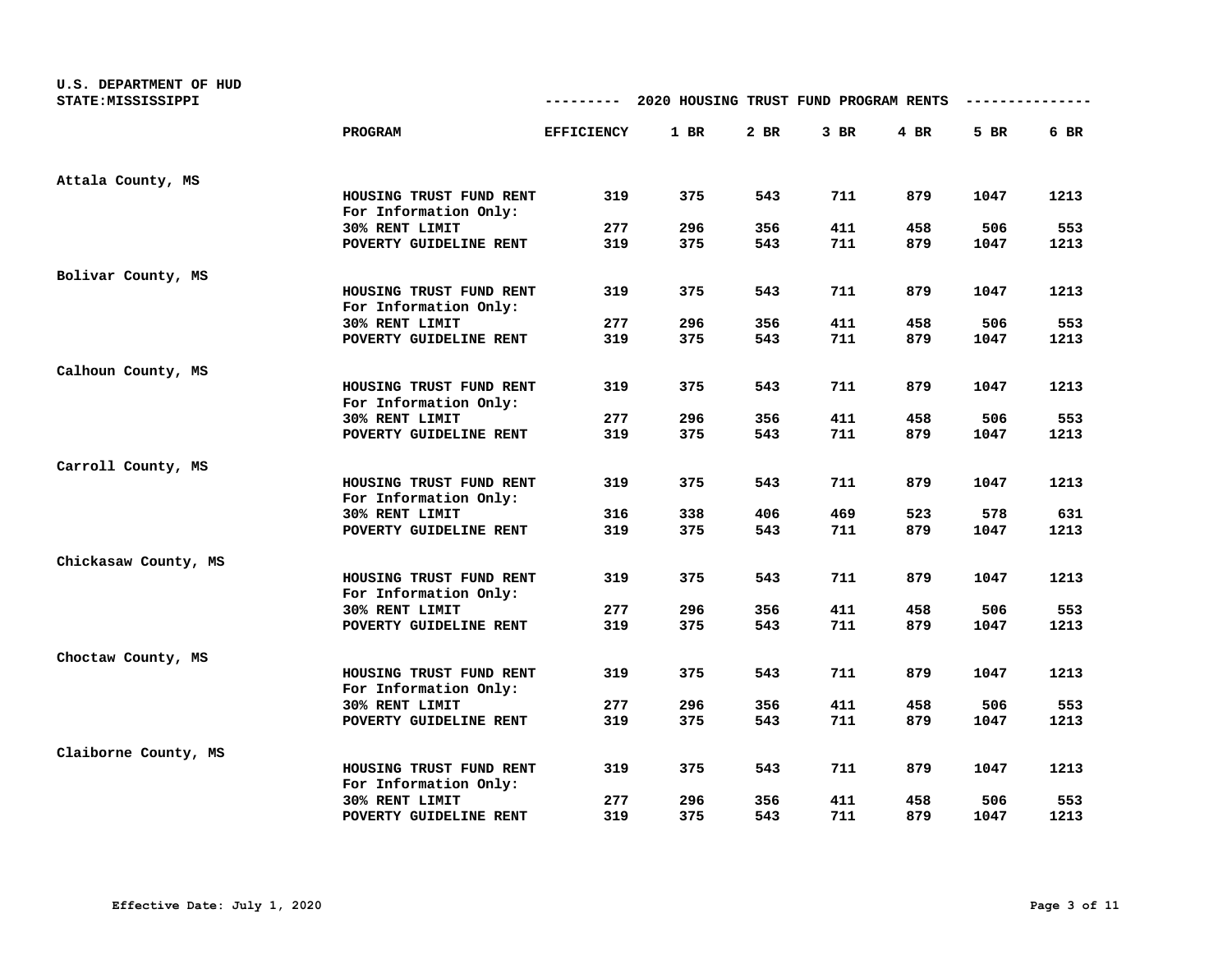U.S. DEPARTMENT OF HUD
STATE:MISSISSIPPI

## 2020 HOUSING TRUST FUND PROGRAM RENTS

| | PROGRAM | EFFICIENCY | 1 BR | 2 BR | 3 BR | 4 BR | 5 BR | 6 BR |
|---|---|---|---|---|---|---|---|---|
| Attala County, MS | | | | | | | | |
| | HOUSING TRUST FUND RENT | 319 | 375 | 543 | 711 | 879 | 1047 | 1213 |
| | For Information Only: | | | | | | | |
| | 30% RENT LIMIT | 277 | 296 | 356 | 411 | 458 | 506 | 553 |
| | POVERTY GUIDELINE RENT | 319 | 375 | 543 | 711 | 879 | 1047 | 1213 |
| Bolivar County, MS | | | | | | | | |
| | HOUSING TRUST FUND RENT | 319 | 375 | 543 | 711 | 879 | 1047 | 1213 |
| | For Information Only: | | | | | | | |
| | 30% RENT LIMIT | 277 | 296 | 356 | 411 | 458 | 506 | 553 |
| | POVERTY GUIDELINE RENT | 319 | 375 | 543 | 711 | 879 | 1047 | 1213 |
| Calhoun County, MS | | | | | | | | |
| | HOUSING TRUST FUND RENT | 319 | 375 | 543 | 711 | 879 | 1047 | 1213 |
| | For Information Only: | | | | | | | |
| | 30% RENT LIMIT | 277 | 296 | 356 | 411 | 458 | 506 | 553 |
| | POVERTY GUIDELINE RENT | 319 | 375 | 543 | 711 | 879 | 1047 | 1213 |
| Carroll County, MS | | | | | | | | |
| | HOUSING TRUST FUND RENT | 319 | 375 | 543 | 711 | 879 | 1047 | 1213 |
| | For Information Only: | | | | | | | |
| | 30% RENT LIMIT | 316 | 338 | 406 | 469 | 523 | 578 | 631 |
| | POVERTY GUIDELINE RENT | 319 | 375 | 543 | 711 | 879 | 1047 | 1213 |
| Chickasaw County, MS | | | | | | | | |
| | HOUSING TRUST FUND RENT | 319 | 375 | 543 | 711 | 879 | 1047 | 1213 |
| | For Information Only: | | | | | | | |
| | 30% RENT LIMIT | 277 | 296 | 356 | 411 | 458 | 506 | 553 |
| | POVERTY GUIDELINE RENT | 319 | 375 | 543 | 711 | 879 | 1047 | 1213 |
| Choctaw County, MS | | | | | | | | |
| | HOUSING TRUST FUND RENT | 319 | 375 | 543 | 711 | 879 | 1047 | 1213 |
| | For Information Only: | | | | | | | |
| | 30% RENT LIMIT | 277 | 296 | 356 | 411 | 458 | 506 | 553 |
| | POVERTY GUIDELINE RENT | 319 | 375 | 543 | 711 | 879 | 1047 | 1213 |
| Claiborne County, MS | | | | | | | | |
| | HOUSING TRUST FUND RENT | 319 | 375 | 543 | 711 | 879 | 1047 | 1213 |
| | For Information Only: | | | | | | | |
| | 30% RENT LIMIT | 277 | 296 | 356 | 411 | 458 | 506 | 553 |
| | POVERTY GUIDELINE RENT | 319 | 375 | 543 | 711 | 879 | 1047 | 1213 |

Effective Date: July 1, 2020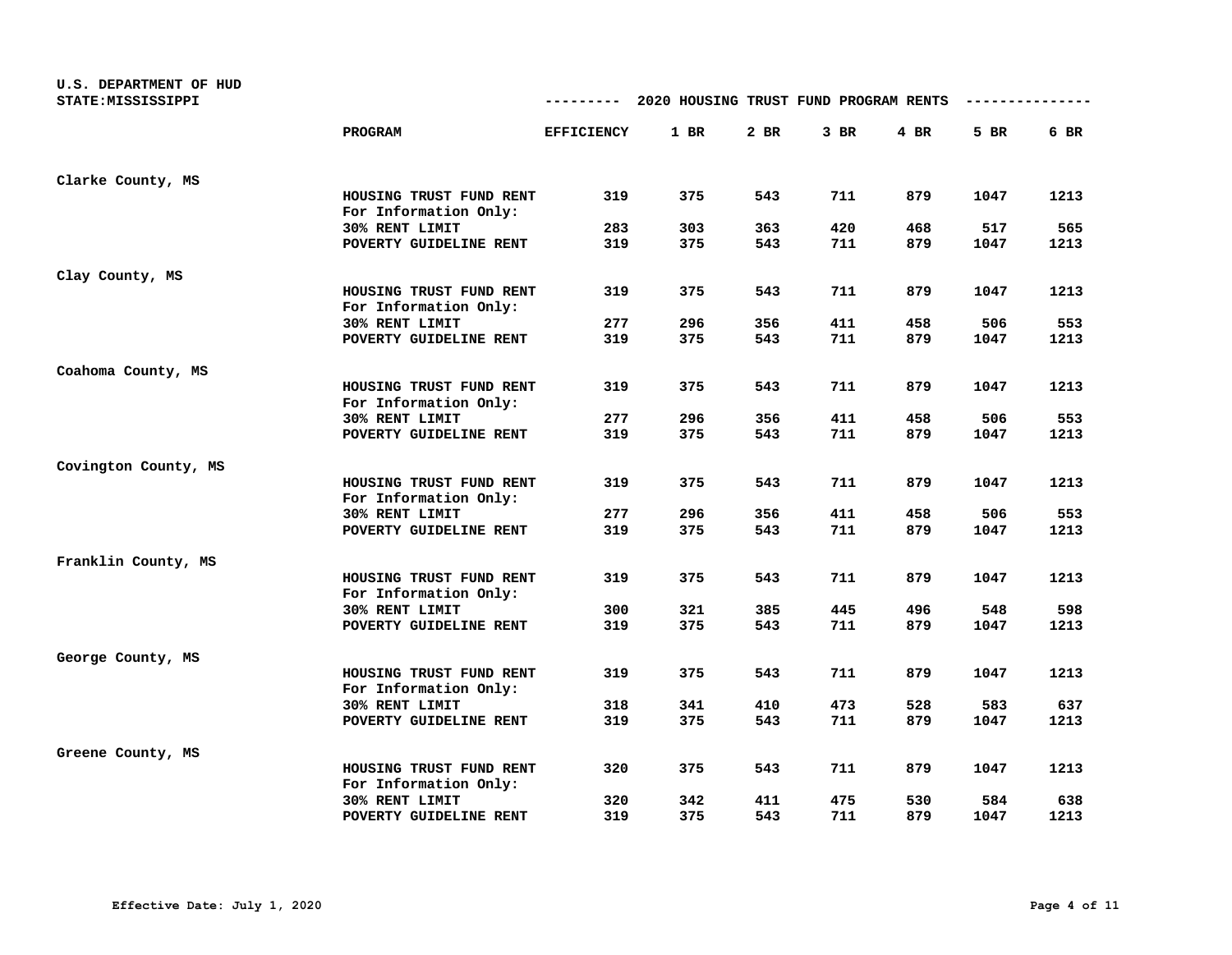U.S. DEPARTMENT OF HUD
STATE:MISSISSIPPI

## --------- 2020 HOUSING TRUST FUND PROGRAM RENTS ---------------

| | PROGRAM | EFFICIENCY | 1 BR | 2 BR | 3 BR | 4 BR | 5 BR | 6 BR |
|---|---|---|---|---|---|---|---|---|
| Clarke County, MS | | | | | | | | |
| | HOUSING TRUST FUND RENT | 319 | 375 | 543 | 711 | 879 | 1047 | 1213 |
| | For Information Only: | | | | | | | |
| | 30% RENT LIMIT | 283 | 303 | 363 | 420 | 468 | 517 | 565 |
| | POVERTY GUIDELINE RENT | 319 | 375 | 543 | 711 | 879 | 1047 | 1213 |
| Clay County, MS | | | | | | | | |
| | HOUSING TRUST FUND RENT | 319 | 375 | 543 | 711 | 879 | 1047 | 1213 |
| | For Information Only: | | | | | | | |
| | 30% RENT LIMIT | 277 | 296 | 356 | 411 | 458 | 506 | 553 |
| | POVERTY GUIDELINE RENT | 319 | 375 | 543 | 711 | 879 | 1047 | 1213 |
| Coahoma County, MS | | | | | | | | |
| | HOUSING TRUST FUND RENT | 319 | 375 | 543 | 711 | 879 | 1047 | 1213 |
| | For Information Only: | | | | | | | |
| | 30% RENT LIMIT | 277 | 296 | 356 | 411 | 458 | 506 | 553 |
| | POVERTY GUIDELINE RENT | 319 | 375 | 543 | 711 | 879 | 1047 | 1213 |
| Covington County, MS | | | | | | | | |
| | HOUSING TRUST FUND RENT | 319 | 375 | 543 | 711 | 879 | 1047 | 1213 |
| | For Information Only: | | | | | | | |
| | 30% RENT LIMIT | 277 | 296 | 356 | 411 | 458 | 506 | 553 |
| | POVERTY GUIDELINE RENT | 319 | 375 | 543 | 711 | 879 | 1047 | 1213 |
| Franklin County, MS | | | | | | | | |
| | HOUSING TRUST FUND RENT | 319 | 375 | 543 | 711 | 879 | 1047 | 1213 |
| | For Information Only: | | | | | | | |
| | 30% RENT LIMIT | 300 | 321 | 385 | 445 | 496 | 548 | 598 |
| | POVERTY GUIDELINE RENT | 319 | 375 | 543 | 711 | 879 | 1047 | 1213 |
| George County, MS | | | | | | | | |
| | HOUSING TRUST FUND RENT | 319 | 375 | 543 | 711 | 879 | 1047 | 1213 |
| | For Information Only: | | | | | | | |
| | 30% RENT LIMIT | 318 | 341 | 410 | 473 | 528 | 583 | 637 |
| | POVERTY GUIDELINE RENT | 319 | 375 | 543 | 711 | 879 | 1047 | 1213 |
| Greene County, MS | | | | | | | | |
| | HOUSING TRUST FUND RENT | 320 | 375 | 543 | 711 | 879 | 1047 | 1213 |
| | For Information Only: | | | | | | | |
| | 30% RENT LIMIT | 320 | 342 | 411 | 475 | 530 | 584 | 638 |
| | POVERTY GUIDELINE RENT | 319 | 375 | 543 | 711 | 879 | 1047 | 1213 |

Effective Date: July 1, 2020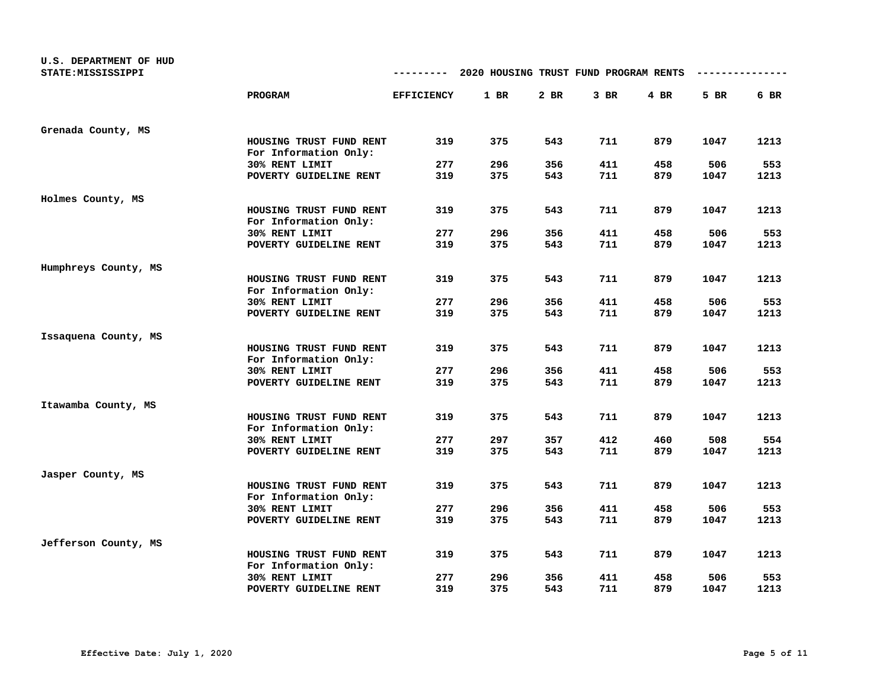U.S. DEPARTMENT OF HUD
STATE:MISSISSIPPI

## 2020 HOUSING TRUST FUND PROGRAM RENTS

| | PROGRAM | EFFICIENCY | 1 BR | 2 BR | 3 BR | 4 BR | 5 BR | 6 BR |
|---|---|---|---|---|---|---|---|---|
| Grenada County, MS | | | | | | | | |
| | HOUSING TRUST FUND RENT | 319 | 375 | 543 | 711 | 879 | 1047 | 1213 |
| | For Information Only: | | | | | | | |
| | 30% RENT LIMIT | 277 | 296 | 356 | 411 | 458 | 506 | 553 |
| | POVERTY GUIDELINE RENT | 319 | 375 | 543 | 711 | 879 | 1047 | 1213 |
| Holmes County, MS | | | | | | | | |
| | HOUSING TRUST FUND RENT | 319 | 375 | 543 | 711 | 879 | 1047 | 1213 |
| | For Information Only: | | | | | | | |
| | 30% RENT LIMIT | 277 | 296 | 356 | 411 | 458 | 506 | 553 |
| | POVERTY GUIDELINE RENT | 319 | 375 | 543 | 711 | 879 | 1047 | 1213 |
| Humphreys County, MS | | | | | | | | |
| | HOUSING TRUST FUND RENT | 319 | 375 | 543 | 711 | 879 | 1047 | 1213 |
| | For Information Only: | | | | | | | |
| | 30% RENT LIMIT | 277 | 296 | 356 | 411 | 458 | 506 | 553 |
| | POVERTY GUIDELINE RENT | 319 | 375 | 543 | 711 | 879 | 1047 | 1213 |
| Issaquena County, MS | | | | | | | | |
| | HOUSING TRUST FUND RENT | 319 | 375 | 543 | 711 | 879 | 1047 | 1213 |
| | For Information Only: | | | | | | | |
| | 30% RENT LIMIT | 277 | 296 | 356 | 411 | 458 | 506 | 553 |
| | POVERTY GUIDELINE RENT | 319 | 375 | 543 | 711 | 879 | 1047 | 1213 |
| Itawamba County, MS | | | | | | | | |
| | HOUSING TRUST FUND RENT | 319 | 375 | 543 | 711 | 879 | 1047 | 1213 |
| | For Information Only: | | | | | | | |
| | 30% RENT LIMIT | 277 | 297 | 357 | 412 | 460 | 508 | 554 |
| | POVERTY GUIDELINE RENT | 319 | 375 | 543 | 711 | 879 | 1047 | 1213 |
| Jasper County, MS | | | | | | | | |
| | HOUSING TRUST FUND RENT | 319 | 375 | 543 | 711 | 879 | 1047 | 1213 |
| | For Information Only: | | | | | | | |
| | 30% RENT LIMIT | 277 | 296 | 356 | 411 | 458 | 506 | 553 |
| | POVERTY GUIDELINE RENT | 319 | 375 | 543 | 711 | 879 | 1047 | 1213 |
| Jefferson County, MS | | | | | | | | |
| | HOUSING TRUST FUND RENT | 319 | 375 | 543 | 711 | 879 | 1047 | 1213 |
| | For Information Only: | | | | | | | |
| | 30% RENT LIMIT | 277 | 296 | 356 | 411 | 458 | 506 | 553 |
| | POVERTY GUIDELINE RENT | 319 | 375 | 543 | 711 | 879 | 1047 | 1213 |

Effective Date: July 1, 2020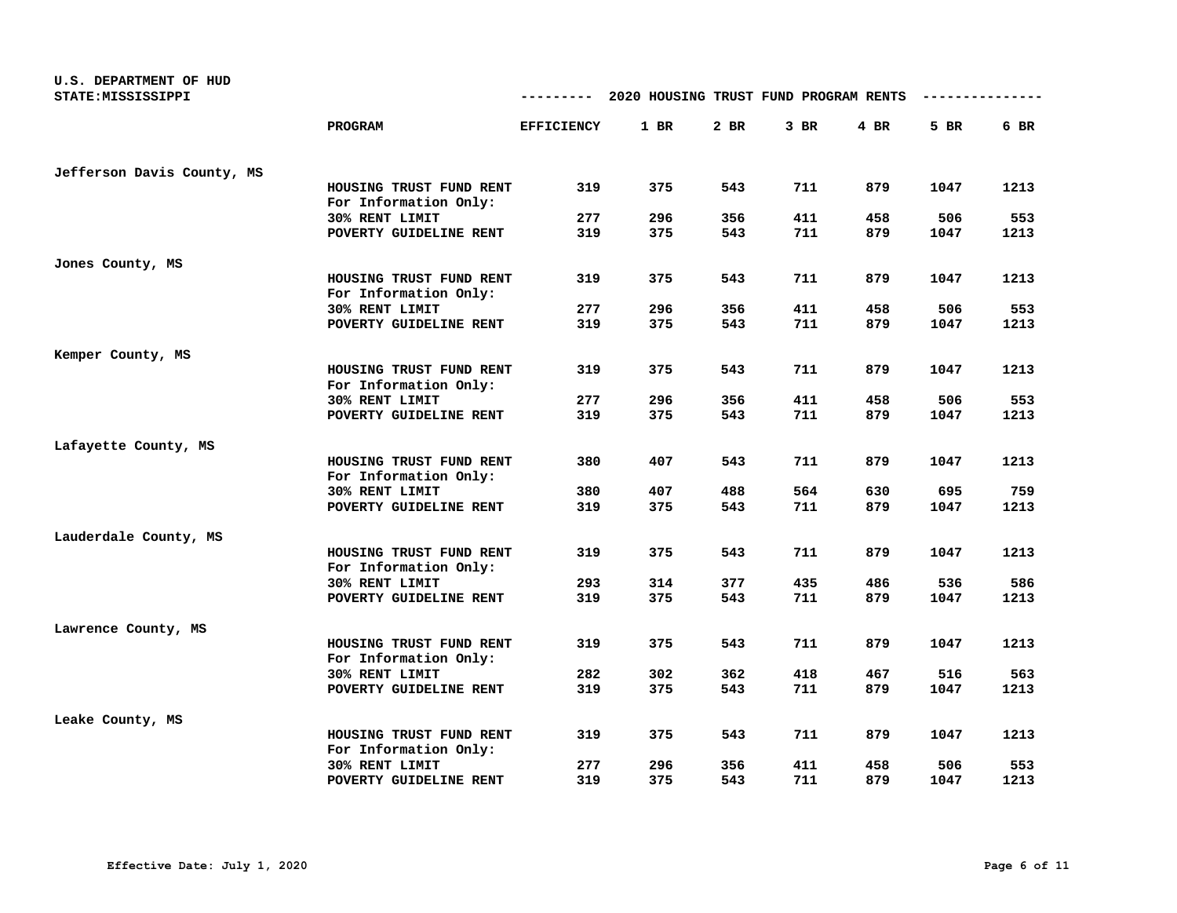U.S. DEPARTMENT OF HUD
STATE: MISSISSIPPI

## 2020 HOUSING TRUST FUND PROGRAM RENTS

| | PROGRAM | EFFICIENCY | 1 BR | 2 BR | 3 BR | 4 BR | 5 BR | 6 BR |
|---|---|---|---|---|---|---|---|---|
| Jefferson Davis County, MS | | | | | | | | |
| | HOUSING TRUST FUND RENT | 319 | 375 | 543 | 711 | 879 | 1047 | 1213 |
| | For Information Only: | | | | | | | |
| | 30% RENT LIMIT | 277 | 296 | 356 | 411 | 458 | 506 | 553 |
| | POVERTY GUIDELINE RENT | 319 | 375 | 543 | 711 | 879 | 1047 | 1213 |
| Jones County, MS | | | | | | | | |
| | HOUSING TRUST FUND RENT | 319 | 375 | 543 | 711 | 879 | 1047 | 1213 |
| | For Information Only: | | | | | | | |
| | 30% RENT LIMIT | 277 | 296 | 356 | 411 | 458 | 506 | 553 |
| | POVERTY GUIDELINE RENT | 319 | 375 | 543 | 711 | 879 | 1047 | 1213 |
| Kemper County, MS | | | | | | | | |
| | HOUSING TRUST FUND RENT | 319 | 375 | 543 | 711 | 879 | 1047 | 1213 |
| | For Information Only: | | | | | | | |
| | 30% RENT LIMIT | 277 | 296 | 356 | 411 | 458 | 506 | 553 |
| | POVERTY GUIDELINE RENT | 319 | 375 | 543 | 711 | 879 | 1047 | 1213 |
| Lafayette County, MS | | | | | | | | |
| | HOUSING TRUST FUND RENT | 380 | 407 | 543 | 711 | 879 | 1047 | 1213 |
| | For Information Only: | | | | | | | |
| | 30% RENT LIMIT | 380 | 407 | 488 | 564 | 630 | 695 | 759 |
| | POVERTY GUIDELINE RENT | 319 | 375 | 543 | 711 | 879 | 1047 | 1213 |
| Lauderdale County, MS | | | | | | | | |
| | HOUSING TRUST FUND RENT | 319 | 375 | 543 | 711 | 879 | 1047 | 1213 |
| | For Information Only: | | | | | | | |
| | 30% RENT LIMIT | 293 | 314 | 377 | 435 | 486 | 536 | 586 |
| | POVERTY GUIDELINE RENT | 319 | 375 | 543 | 711 | 879 | 1047 | 1213 |
| Lawrence County, MS | | | | | | | | |
| | HOUSING TRUST FUND RENT | 319 | 375 | 543 | 711 | 879 | 1047 | 1213 |
| | For Information Only: | | | | | | | |
| | 30% RENT LIMIT | 282 | 302 | 362 | 418 | 467 | 516 | 563 |
| | POVERTY GUIDELINE RENT | 319 | 375 | 543 | 711 | 879 | 1047 | 1213 |
| Leake County, MS | | | | | | | | |
| | HOUSING TRUST FUND RENT | 319 | 375 | 543 | 711 | 879 | 1047 | 1213 |
| | For Information Only: | | | | | | | |
| | 30% RENT LIMIT | 277 | 296 | 356 | 411 | 458 | 506 | 553 |
| | POVERTY GUIDELINE RENT | 319 | 375 | 543 | 711 | 879 | 1047 | 1213 |

Effective Date: July 1, 2020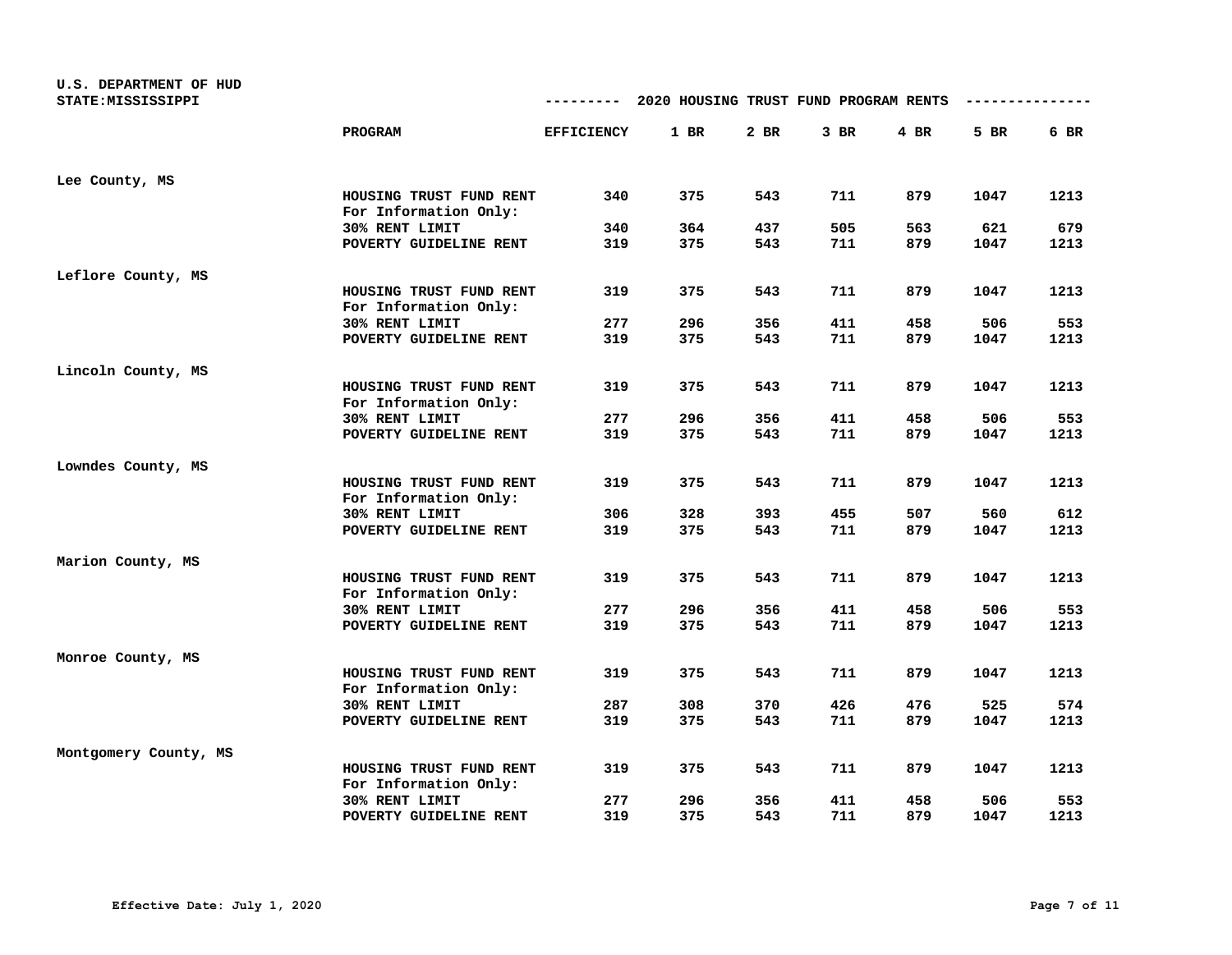U.S. DEPARTMENT OF HUD
STATE:MISSISSIPPI

## 2020 HOUSING TRUST FUND PROGRAM RENTS

| | PROGRAM | EFFICIENCY | 1 BR | 2 BR | 3 BR | 4 BR | 5 BR | 6 BR |
|---|---|---|---|---|---|---|---|---|
| Lee County, MS | | | | | | | | |
| | HOUSING TRUST FUND RENT | 340 | 375 | 543 | 711 | 879 | 1047 | 1213 |
| | For Information Only: | | | | | | | |
| | 30% RENT LIMIT | 340 | 364 | 437 | 505 | 563 | 621 | 679 |
| | POVERTY GUIDELINE RENT | 319 | 375 | 543 | 711 | 879 | 1047 | 1213 |
| Leflore County, MS | | | | | | | | |
| | HOUSING TRUST FUND RENT | 319 | 375 | 543 | 711 | 879 | 1047 | 1213 |
| | For Information Only: | | | | | | | |
| | 30% RENT LIMIT | 277 | 296 | 356 | 411 | 458 | 506 | 553 |
| | POVERTY GUIDELINE RENT | 319 | 375 | 543 | 711 | 879 | 1047 | 1213 |
| Lincoln County, MS | | | | | | | | |
| | HOUSING TRUST FUND RENT | 319 | 375 | 543 | 711 | 879 | 1047 | 1213 |
| | For Information Only: | | | | | | | |
| | 30% RENT LIMIT | 277 | 296 | 356 | 411 | 458 | 506 | 553 |
| | POVERTY GUIDELINE RENT | 319 | 375 | 543 | 711 | 879 | 1047 | 1213 |
| Lowndes County, MS | | | | | | | | |
| | HOUSING TRUST FUND RENT | 319 | 375 | 543 | 711 | 879 | 1047 | 1213 |
| | For Information Only: | | | | | | | |
| | 30% RENT LIMIT | 306 | 328 | 393 | 455 | 507 | 560 | 612 |
| | POVERTY GUIDELINE RENT | 319 | 375 | 543 | 711 | 879 | 1047 | 1213 |
| Marion County, MS | | | | | | | | |
| | HOUSING TRUST FUND RENT | 319 | 375 | 543 | 711 | 879 | 1047 | 1213 |
| | For Information Only: | | | | | | | |
| | 30% RENT LIMIT | 277 | 296 | 356 | 411 | 458 | 506 | 553 |
| | POVERTY GUIDELINE RENT | 319 | 375 | 543 | 711 | 879 | 1047 | 1213 |
| Monroe County, MS | | | | | | | | |
| | HOUSING TRUST FUND RENT | 319 | 375 | 543 | 711 | 879 | 1047 | 1213 |
| | For Information Only: | | | | | | | |
| | 30% RENT LIMIT | 287 | 308 | 370 | 426 | 476 | 525 | 574 |
| | POVERTY GUIDELINE RENT | 319 | 375 | 543 | 711 | 879 | 1047 | 1213 |
| Montgomery County, MS | | | | | | | | |
| | HOUSING TRUST FUND RENT | 319 | 375 | 543 | 711 | 879 | 1047 | 1213 |
| | For Information Only: | | | | | | | |
| | 30% RENT LIMIT | 277 | 296 | 356 | 411 | 458 | 506 | 553 |
| | POVERTY GUIDELINE RENT | 319 | 375 | 543 | 711 | 879 | 1047 | 1213 |

Effective Date: July 1, 2020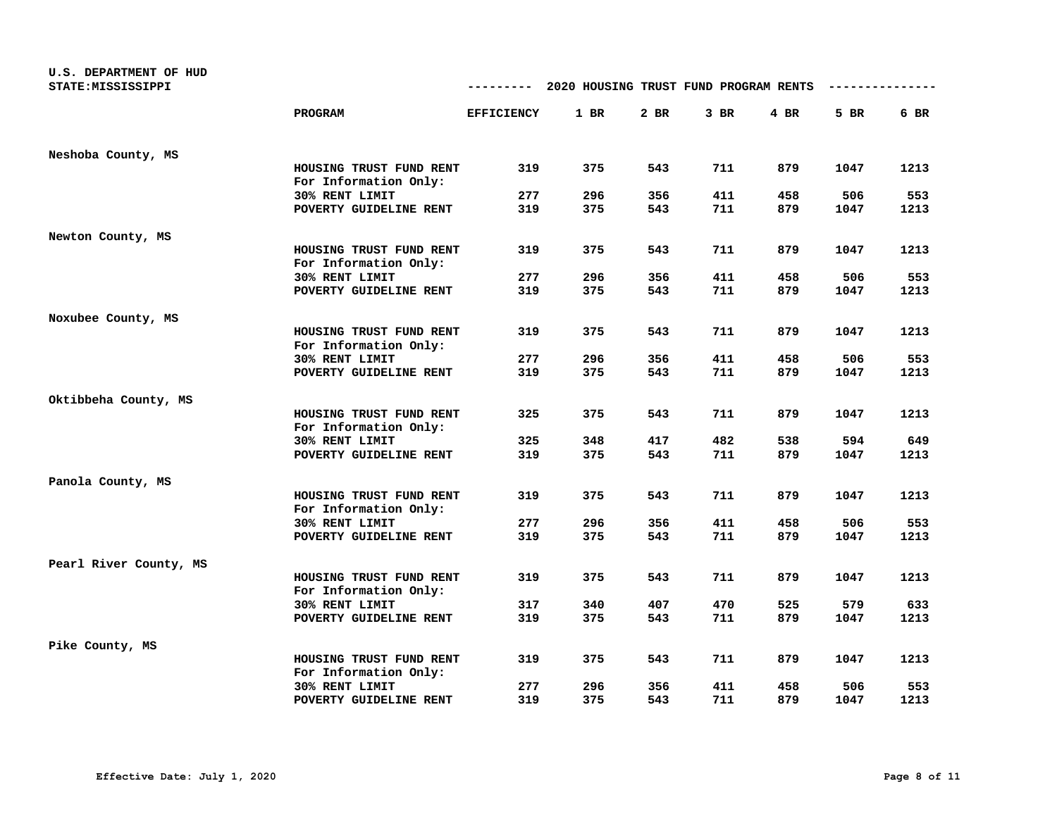U.S. DEPARTMENT OF HUD
STATE:MISSISSIPPI

## 2020 HOUSING TRUST FUND PROGRAM RENTS

| | PROGRAM | EFFICIENCY | 1 BR | 2 BR | 3 BR | 4 BR | 5 BR | 6 BR |
|---|---|---|---|---|---|---|---|---|
| Neshoba County, MS | | | | | | | | |
| | HOUSING TRUST FUND RENT | 319 | 375 | 543 | 711 | 879 | 1047 | 1213 |
| | For Information Only: | | | | | | | |
| | 30% RENT LIMIT | 277 | 296 | 356 | 411 | 458 | 506 | 553 |
| | POVERTY GUIDELINE RENT | 319 | 375 | 543 | 711 | 879 | 1047 | 1213 |
| Newton County, MS | | | | | | | | |
| | HOUSING TRUST FUND RENT | 319 | 375 | 543 | 711 | 879 | 1047 | 1213 |
| | For Information Only: | | | | | | | |
| | 30% RENT LIMIT | 277 | 296 | 356 | 411 | 458 | 506 | 553 |
| | POVERTY GUIDELINE RENT | 319 | 375 | 543 | 711 | 879 | 1047 | 1213 |
| Noxubee County, MS | | | | | | | | |
| | HOUSING TRUST FUND RENT | 319 | 375 | 543 | 711 | 879 | 1047 | 1213 |
| | For Information Only: | | | | | | | |
| | 30% RENT LIMIT | 277 | 296 | 356 | 411 | 458 | 506 | 553 |
| | POVERTY GUIDELINE RENT | 319 | 375 | 543 | 711 | 879 | 1047 | 1213 |
| Oktibbeha County, MS | | | | | | | | |
| | HOUSING TRUST FUND RENT | 325 | 375 | 543 | 711 | 879 | 1047 | 1213 |
| | For Information Only: | | | | | | | |
| | 30% RENT LIMIT | 325 | 348 | 417 | 482 | 538 | 594 | 649 |
| | POVERTY GUIDELINE RENT | 319 | 375 | 543 | 711 | 879 | 1047 | 1213 |
| Panola County, MS | | | | | | | | |
| | HOUSING TRUST FUND RENT | 319 | 375 | 543 | 711 | 879 | 1047 | 1213 |
| | For Information Only: | | | | | | | |
| | 30% RENT LIMIT | 277 | 296 | 356 | 411 | 458 | 506 | 553 |
| | POVERTY GUIDELINE RENT | 319 | 375 | 543 | 711 | 879 | 1047 | 1213 |
| Pearl River County, MS | | | | | | | | |
| | HOUSING TRUST FUND RENT | 319 | 375 | 543 | 711 | 879 | 1047 | 1213 |
| | For Information Only: | | | | | | | |
| | 30% RENT LIMIT | 317 | 340 | 407 | 470 | 525 | 579 | 633 |
| | POVERTY GUIDELINE RENT | 319 | 375 | 543 | 711 | 879 | 1047 | 1213 |
| Pike County, MS | | | | | | | | |
| | HOUSING TRUST FUND RENT | 319 | 375 | 543 | 711 | 879 | 1047 | 1213 |
| | For Information Only: | | | | | | | |
| | 30% RENT LIMIT | 277 | 296 | 356 | 411 | 458 | 506 | 553 |
| | POVERTY GUIDELINE RENT | 319 | 375 | 543 | 711 | 879 | 1047 | 1213 |

Effective Date: July 1, 2020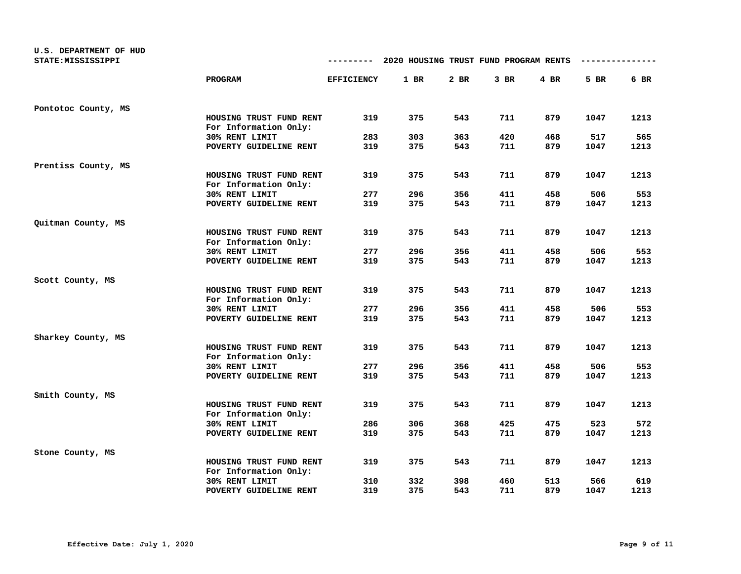U.S. DEPARTMENT OF HUD
STATE:MISSISSIPPI

## 2020 HOUSING TRUST FUND PROGRAM RENTS

| | PROGRAM | EFFICIENCY | 1 BR | 2 BR | 3 BR | 4 BR | 5 BR | 6 BR |
|---|---|---|---|---|---|---|---|---|
| Pontotoc County, MS | | | | | | | | |
| | HOUSING TRUST FUND RENT | 319 | 375 | 543 | 711 | 879 | 1047 | 1213 |
| | For Information Only: | | | | | | | |
| | 30% RENT LIMIT | 283 | 303 | 363 | 420 | 468 | 517 | 565 |
| | POVERTY GUIDELINE RENT | 319 | 375 | 543 | 711 | 879 | 1047 | 1213 |
| Prentiss County, MS | | | | | | | | |
| | HOUSING TRUST FUND RENT | 319 | 375 | 543 | 711 | 879 | 1047 | 1213 |
| | For Information Only: | | | | | | | |
| | 30% RENT LIMIT | 277 | 296 | 356 | 411 | 458 | 506 | 553 |
| | POVERTY GUIDELINE RENT | 319 | 375 | 543 | 711 | 879 | 1047 | 1213 |
| Quitman County, MS | | | | | | | | |
| | HOUSING TRUST FUND RENT | 319 | 375 | 543 | 711 | 879 | 1047 | 1213 |
| | For Information Only: | | | | | | | |
| | 30% RENT LIMIT | 277 | 296 | 356 | 411 | 458 | 506 | 553 |
| | POVERTY GUIDELINE RENT | 319 | 375 | 543 | 711 | 879 | 1047 | 1213 |
| Scott County, MS | | | | | | | | |
| | HOUSING TRUST FUND RENT | 319 | 375 | 543 | 711 | 879 | 1047 | 1213 |
| | For Information Only: | | | | | | | |
| | 30% RENT LIMIT | 277 | 296 | 356 | 411 | 458 | 506 | 553 |
| | POVERTY GUIDELINE RENT | 319 | 375 | 543 | 711 | 879 | 1047 | 1213 |
| Sharkey County, MS | | | | | | | | |
| | HOUSING TRUST FUND RENT | 319 | 375 | 543 | 711 | 879 | 1047 | 1213 |
| | For Information Only: | | | | | | | |
| | 30% RENT LIMIT | 277 | 296 | 356 | 411 | 458 | 506 | 553 |
| | POVERTY GUIDELINE RENT | 319 | 375 | 543 | 711 | 879 | 1047 | 1213 |
| Smith County, MS | | | | | | | | |
| | HOUSING TRUST FUND RENT | 319 | 375 | 543 | 711 | 879 | 1047 | 1213 |
| | For Information Only: | | | | | | | |
| | 30% RENT LIMIT | 286 | 306 | 368 | 425 | 475 | 523 | 572 |
| | POVERTY GUIDELINE RENT | 319 | 375 | 543 | 711 | 879 | 1047 | 1213 |
| Stone County, MS | | | | | | | | |
| | HOUSING TRUST FUND RENT | 319 | 375 | 543 | 711 | 879 | 1047 | 1213 |
| | For Information Only: | | | | | | | |
| | 30% RENT LIMIT | 310 | 332 | 398 | 460 | 513 | 566 | 619 |
| | POVERTY GUIDELINE RENT | 319 | 375 | 543 | 711 | 879 | 1047 | 1213 |

Effective Date: July 1, 2020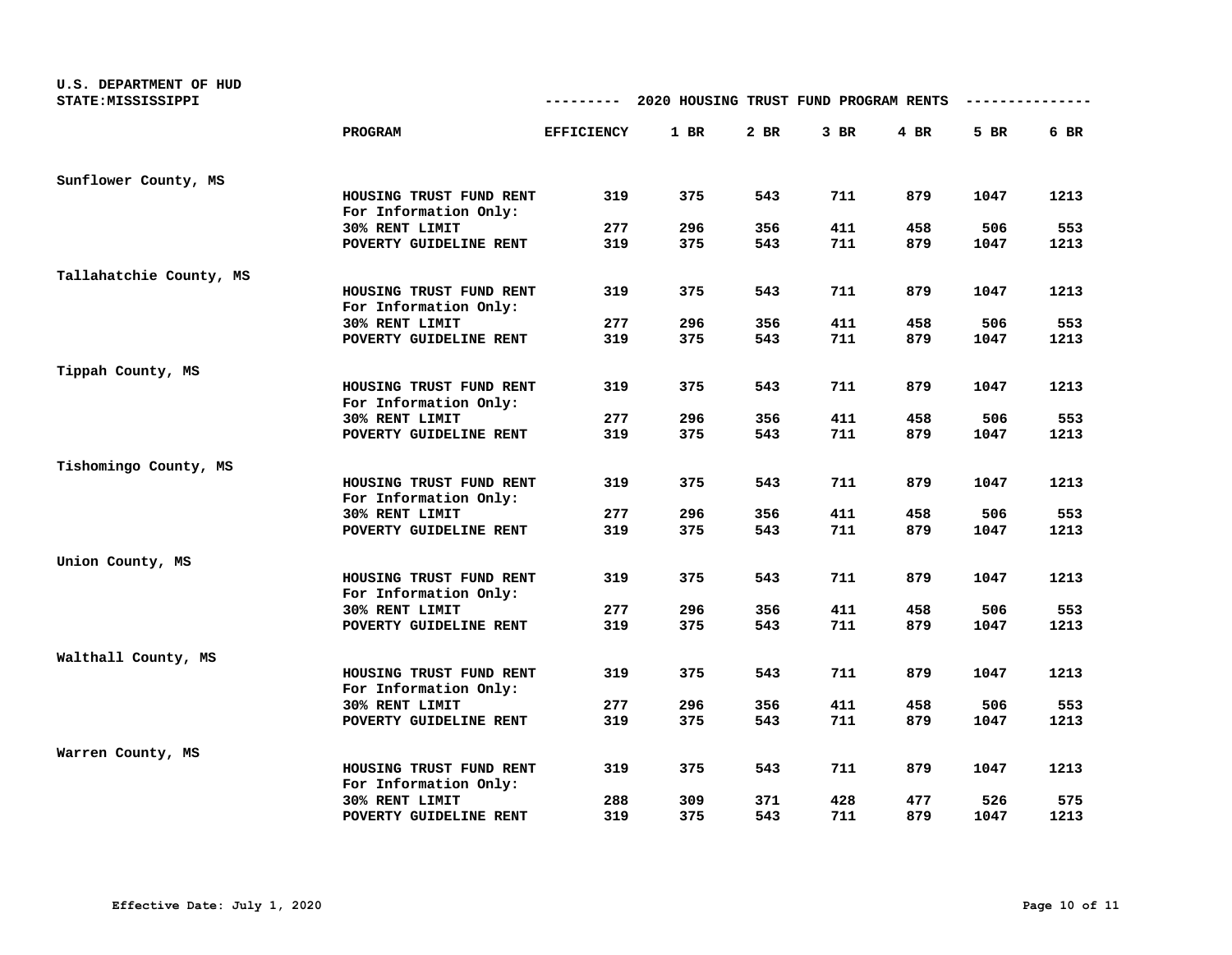U.S. DEPARTMENT OF HUD
STATE:MISSISSIPPI

## 2020 HOUSING TRUST FUND PROGRAM RENTS

| | PROGRAM | EFFICIENCY | 1 BR | 2 BR | 3 BR | 4 BR | 5 BR | 6 BR |
|---|---|---|---|---|---|---|---|---|
| **Sunflower County, MS** | | | | | | | | |
| | HOUSING TRUST FUND RENT | 319 | 375 | 543 | 711 | 879 | 1047 | 1213 |
| | For Information Only: | | | | | | | |
| | 30% RENT LIMIT | 277 | 296 | 356 | 411 | 458 | 506 | 553 |
| | POVERTY GUIDELINE RENT | 319 | 375 | 543 | 711 | 879 | 1047 | 1213 |
| **Tallahatchie County, MS** | | | | | | | | |
| | HOUSING TRUST FUND RENT | 319 | 375 | 543 | 711 | 879 | 1047 | 1213 |
| | For Information Only: | | | | | | | |
| | 30% RENT LIMIT | 277 | 296 | 356 | 411 | 458 | 506 | 553 |
| | POVERTY GUIDELINE RENT | 319 | 375 | 543 | 711 | 879 | 1047 | 1213 |
| **Tippah County, MS** | | | | | | | | |
| | HOUSING TRUST FUND RENT | 319 | 375 | 543 | 711 | 879 | 1047 | 1213 |
| | For Information Only: | | | | | | | |
| | 30% RENT LIMIT | 277 | 296 | 356 | 411 | 458 | 506 | 553 |
| | POVERTY GUIDELINE RENT | 319 | 375 | 543 | 711 | 879 | 1047 | 1213 |
| **Tishomingo County, MS** | | | | | | | | |
| | HOUSING TRUST FUND RENT | 319 | 375 | 543 | 711 | 879 | 1047 | 1213 |
| | For Information Only: | | | | | | | |
| | 30% RENT LIMIT | 277 | 296 | 356 | 411 | 458 | 506 | 553 |
| | POVERTY GUIDELINE RENT | 319 | 375 | 543 | 711 | 879 | 1047 | 1213 |
| **Union County, MS** | | | | | | | | |
| | HOUSING TRUST FUND RENT | 319 | 375 | 543 | 711 | 879 | 1047 | 1213 |
| | For Information Only: | | | | | | | |
| | 30% RENT LIMIT | 277 | 296 | 356 | 411 | 458 | 506 | 553 |
| | POVERTY GUIDELINE RENT | 319 | 375 | 543 | 711 | 879 | 1047 | 1213 |
| **Walthall County, MS** | | | | | | | | |
| | HOUSING TRUST FUND RENT | 319 | 375 | 543 | 711 | 879 | 1047 | 1213 |
| | For Information Only: | | | | | | | |
| | 30% RENT LIMIT | 277 | 296 | 356 | 411 | 458 | 506 | 553 |
| | POVERTY GUIDELINE RENT | 319 | 375 | 543 | 711 | 879 | 1047 | 1213 |
| **Warren County, MS** | | | | | | | | |
| | HOUSING TRUST FUND RENT | 319 | 375 | 543 | 711 | 879 | 1047 | 1213 |
| | For Information Only: | | | | | | | |
| | 30% RENT LIMIT | 288 | 309 | 371 | 428 | 477 | 526 | 575 |
| | POVERTY GUIDELINE RENT | 319 | 375 | 543 | 711 | 879 | 1047 | 1213 |

**Effective Date: July 1, 2020**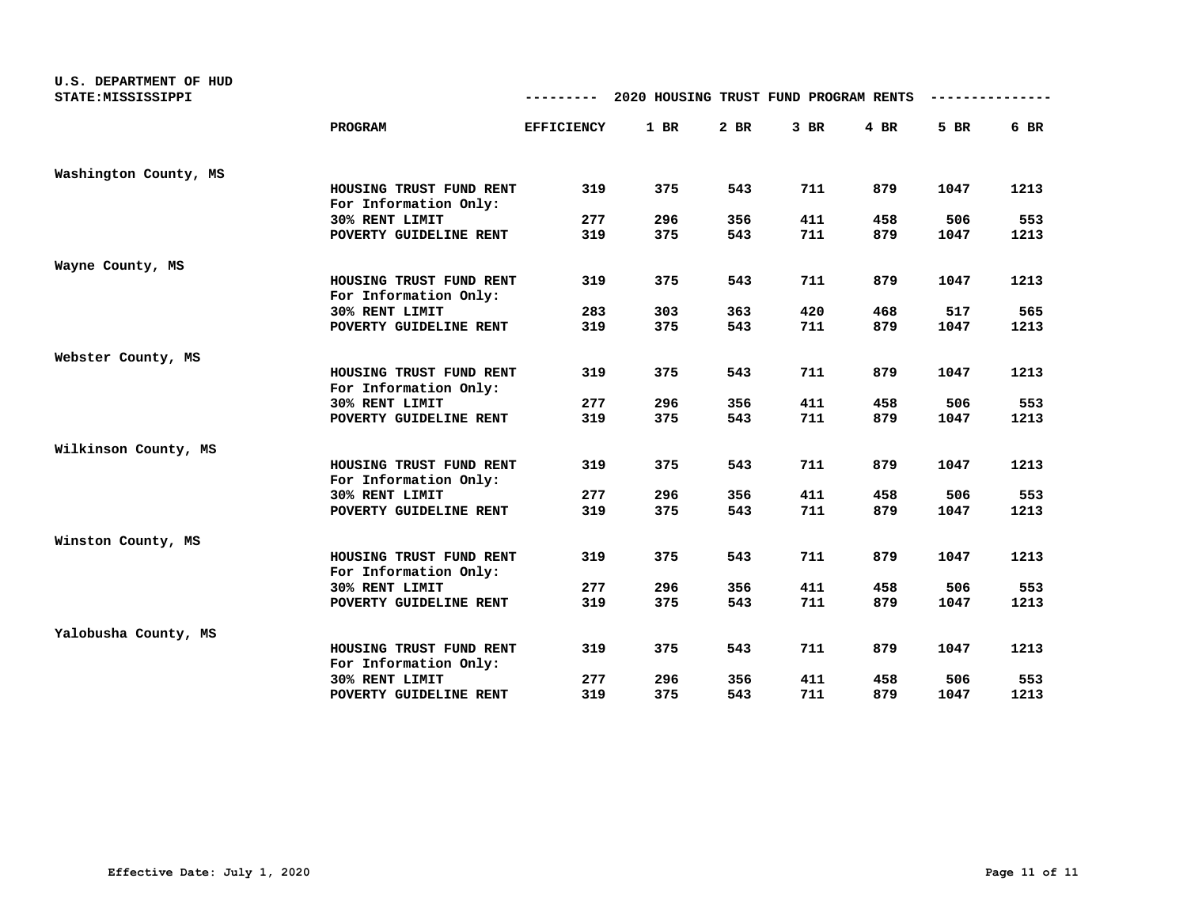U.S. DEPARTMENT OF HUD
STATE:MISSISSIPPI

--------- 2020 HOUSING TRUST FUND PROGRAM RENTS ---------------

| | PROGRAM | EFFICIENCY | 1 BR | 2 BR | 3 BR | 4 BR | 5 BR | 6 BR |
|---|---|---|---|---|---|---|---|---|
| Washington County, MS | | | | | | | | |
| | HOUSING TRUST FUND RENT | 319 | 375 | 543 | 711 | 879 | 1047 | 1213 |
| | For Information Only: | | | | | | | |
| | 30% RENT LIMIT | 277 | 296 | 356 | 411 | 458 | 506 | 553 |
| | POVERTY GUIDELINE RENT | 319 | 375 | 543 | 711 | 879 | 1047 | 1213 |
| Wayne County, MS | | | | | | | | |
| | HOUSING TRUST FUND RENT | 319 | 375 | 543 | 711 | 879 | 1047 | 1213 |
| | For Information Only: | | | | | | | |
| | 30% RENT LIMIT | 283 | 303 | 363 | 420 | 468 | 517 | 565 |
| | POVERTY GUIDELINE RENT | 319 | 375 | 543 | 711 | 879 | 1047 | 1213 |
| Webster County, MS | | | | | | | | |
| | HOUSING TRUST FUND RENT | 319 | 375 | 543 | 711 | 879 | 1047 | 1213 |
| | For Information Only: | | | | | | | |
| | 30% RENT LIMIT | 277 | 296 | 356 | 411 | 458 | 506 | 553 |
| | POVERTY GUIDELINE RENT | 319 | 375 | 543 | 711 | 879 | 1047 | 1213 |
| Wilkinson County, MS | | | | | | | | |
| | HOUSING TRUST FUND RENT | 319 | 375 | 543 | 711 | 879 | 1047 | 1213 |
| | For Information Only: | | | | | | | |
| | 30% RENT LIMIT | 277 | 296 | 356 | 411 | 458 | 506 | 553 |
| | POVERTY GUIDELINE RENT | 319 | 375 | 543 | 711 | 879 | 1047 | 1213 |
| Winston County, MS | | | | | | | | |
| | HOUSING TRUST FUND RENT | 319 | 375 | 543 | 711 | 879 | 1047 | 1213 |
| | For Information Only: | | | | | | | |
| | 30% RENT LIMIT | 277 | 296 | 356 | 411 | 458 | 506 | 553 |
| | POVERTY GUIDELINE RENT | 319 | 375 | 543 | 711 | 879 | 1047 | 1213 |
| Yalobusha County, MS | | | | | | | | |
| | HOUSING TRUST FUND RENT | 319 | 375 | 543 | 711 | 879 | 1047 | 1213 |
| | For Information Only: | | | | | | | |
| | 30% RENT LIMIT | 277 | 296 | 356 | 411 | 458 | 506 | 553 |
| | POVERTY GUIDELINE RENT | 319 | 375 | 543 | 711 | 879 | 1047 | 1213 |

Effective Date: July 1, 2020